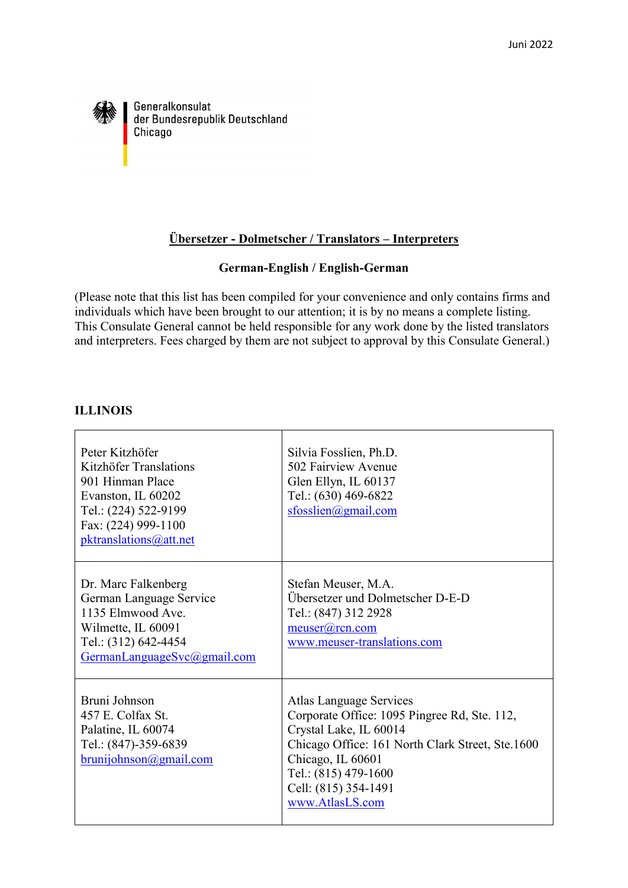Juni 2022

Generalkonsulat
der Bundesrepublik Deutschland
Chicago

## Übersetzer - Dolmetscher / Translators – Interpreters

**German-English / English-German**

(Please note that this list has been compiled for your convenience and only contains firms and individuals which have been brought to our attention; it is by no means a complete listing. This Consulate General cannot be held responsible for any work done by the listed translators and interpreters. Fees charged by them are not subject to approval by this Consulate General.)

### ILLINOIS

| | |
|---|---|
| Peter Kitzhöfer<br>Kitzhöfer Translations<br>901 Hinman Place<br>Evanston, IL 60202<br>Tel.: (224) 522-9199<br>Fax: (224) 999-1100<br>pktranslations@att.net | Silvia Fosslien, Ph.D.<br>502 Fairview Avenue<br>Glen Ellyn, IL 60137<br>Tel.: (630) 469-6822<br>sfosslien@gmail.com |
| Dr. Marc Falkenberg<br>German Language Service<br>1135 Elmwood Ave.<br>Wilmette, IL 60091<br>Tel.: (312) 642-4454<br>GermanLanguageSvc@gmail.com | Stefan Meuser, M.A.<br>Übersetzer und Dolmetscher D-E-D<br>Tel.: (847) 312 2928<br>meuser@rcn.com<br>www.meuser-translations.com |
| Bruni Johnson<br>457 E. Colfax St.<br>Palatine, IL 60074<br>Tel.: (847)-359-6839<br>brunijohnson@gmail.com | Atlas Language Services<br>Corporate Office: 1095 Pingree Rd, Ste. 112,<br>Crystal Lake, IL 60014<br>Chicago Office: 161 North Clark Street, Ste.1600<br>Chicago, IL 60601<br>Tel.: (815) 479-1600<br>Cell: (815) 354-1491<br>www.AtlasLS.com |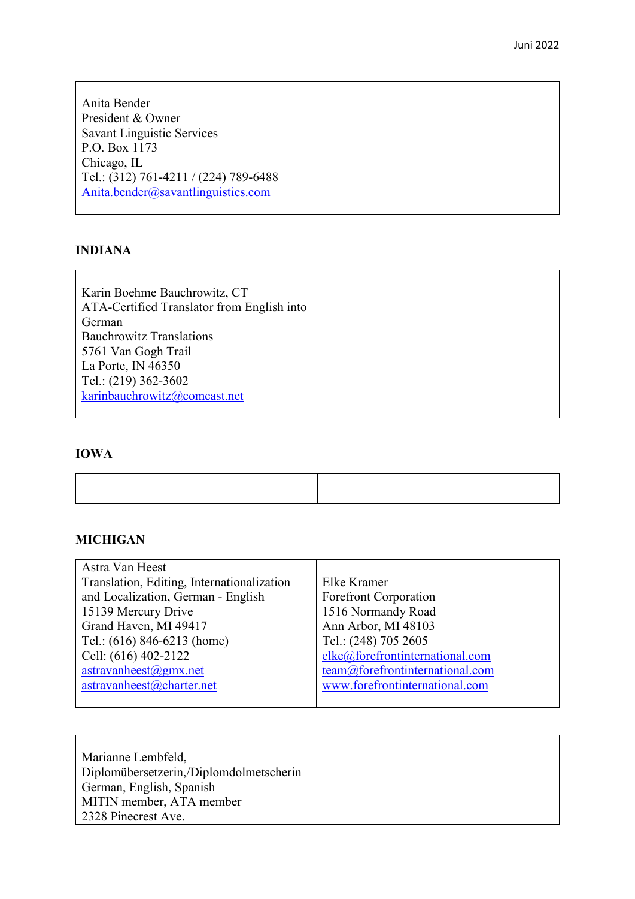| Anita Bender<br>President & Owner<br>Savant Linguistic Services<br>P.O. Box 1173<br>Chicago, IL<br>Tel.: (312) 761-4211 / (224) 789-6488<br>Anita.bender@savantlinguistics.com | |
|---|---|

**INDIANA**

| Karin Boehme Bauchrowitz, CT<br>ATA-Certified Translator from English into German<br>Bauchrowitz Translations<br>5761 Van Gogh Trail<br>La Porte, IN 46350<br>Tel.: (219) 362-3602<br>karinbauchrowitz@comcast.net | |
|---|---|

**IOWA**

| | |
|---|---|

**MICHIGAN**

| Astra Van Heest<br>Translation, Editing, Internationalization and Localization, German - English<br>15139 Mercury Drive<br>Grand Haven, MI 49417<br>Tel.: (616) 846-6213 (home)<br>Cell: (616) 402-2122<br>astravanheest@gmx.net<br>astravanheest@charter.net | Elke Kramer<br>Forefront Corporation<br>1516 Normandy Road<br>Ann Arbor, MI 48103<br>Tel.: (248) 705 2605<br>elke@forefrontinternational.com<br>team@forefrontinternational.com<br>www.forefrontinternational.com |
|---|---|

| Marianne Lembfeld,<br>Diplomübersetzerin,/Diplomdolmetscherin<br>German, English, Spanish<br>MITIN member, ATA member<br>2328 Pinecrest Ave. | |
|---|---|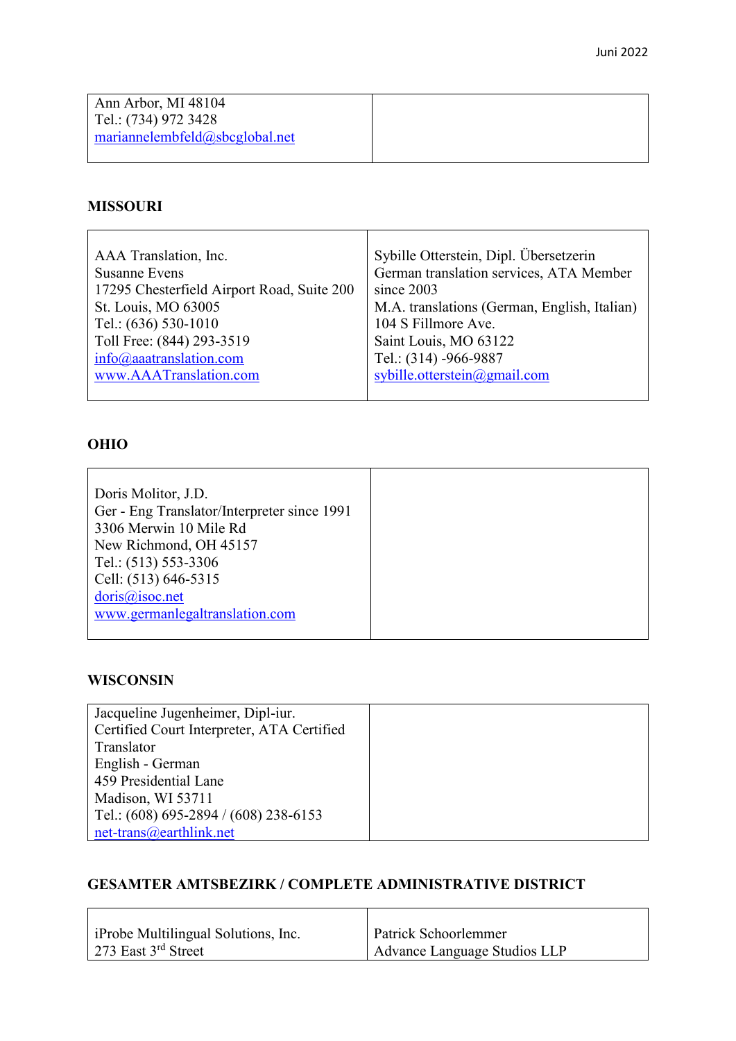| Ann Arbor, MI 48104<br>Tel.: (734) 972 3428<br>mariannelembfeld@sbcglobal.net | |
|---|---|

**MISSOURI**

| AAA Translation, Inc.<br>Susanne Evens<br>17295 Chesterfield Airport Road, Suite 200<br>St. Louis, MO 63005<br>Tel.: (636) 530-1010<br>Toll Free: (844) 293-3519<br>info@aaatranslation.com<br>www.AAATranslation.com | Sybille Otterstein, Dipl. Übersetzerin<br>German translation services, ATA Member since 2003<br>M.A. translations (German, English, Italian)<br>104 S Fillmore Ave.<br>Saint Louis, MO 63122<br>Tel.: (314) -966-9887<br>sybille.otterstein@gmail.com |
|---|---|

**OHIO**

| Doris Molitor, J.D.<br>Ger - Eng Translator/Interpreter since 1991<br>3306 Merwin 10 Mile Rd<br>New Richmond, OH 45157<br>Tel.: (513) 553-3306<br>Cell: (513) 646-5315<br>doris@isoc.net<br>www.germanlegaltranslation.com | |
|---|---|

**WISCONSIN**

| Jacqueline Jugenheimer, Dipl-iur.<br>Certified Court Interpreter, ATA Certified Translator<br>English - German<br>459 Presidential Lane<br>Madison, WI 53711<br>Tel.: (608) 695-2894 / (608) 238-6153<br>net-trans@earthlink.net | |
|---|---|

**GESAMTER AMTSBEZIRK / COMPLETE ADMINISTRATIVE DISTRICT**

| iProbe Multilingual Solutions, Inc.<br>273 East 3rd Street | Patrick Schoorlemmer<br>Advance Language Studios LLP |
|---|---|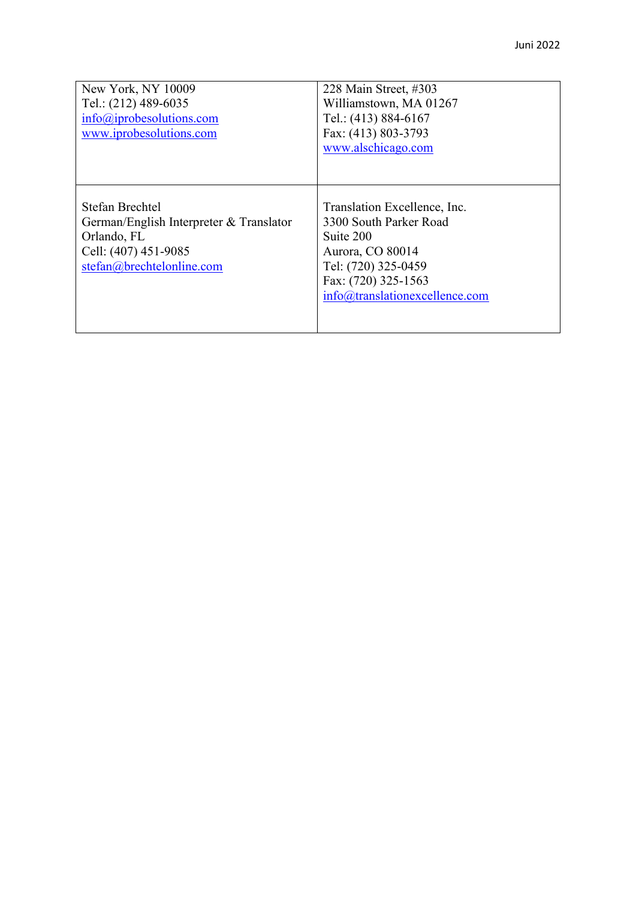| | |
|---|---|
| New York, NY 10009<br>Tel.: (212) 489-6035<br>info@iprobesolutions.com<br>www.iprobesolutions.com | 228 Main Street, #303<br>Williamstown, MA 01267<br>Tel.: (413) 884-6167<br>Fax: (413) 803-3793<br>www.alschicago.com |
| Stefan Brechtel<br>German/English Interpreter & Translator<br>Orlando, FL<br>Cell: (407) 451-9085<br>stefan@brechtelonline.com | Translation Excellence, Inc.<br>3300 South Parker Road<br>Suite 200<br>Aurora, CO 80014<br>Tel: (720) 325-0459<br>Fax: (720) 325-1563<br>info@translationexcellence.com |